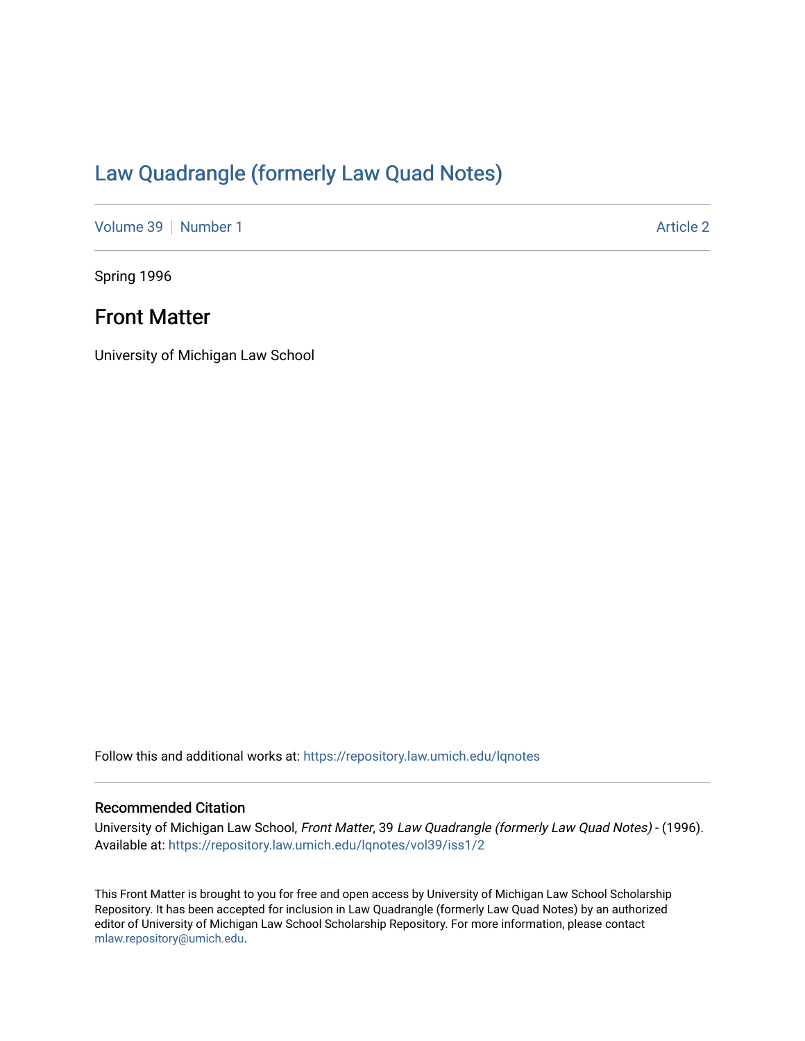# Law Quadrangle (formerly Law Quad Notes)

Volume 39 | Number 1 Article 2

Spring 1996

## Front Matter

University of Michigan Law School

Follow this and additional works at: https://repository.law.umich.edu/lqnotes

### Recommended Citation

University of Michigan Law School, *Front Matter*, 39 *Law Quadrangle (formerly Law Quad Notes)* - (1996).
Available at: https://repository.law.umich.edu/lqnotes/vol39/iss1/2

This Front Matter is brought to you for free and open access by University of Michigan Law School Scholarship Repository. It has been accepted for inclusion in Law Quadrangle (formerly Law Quad Notes) by an authorized editor of University of Michigan Law School Scholarship Repository. For more information, please contact mlaw.repository@umich.edu.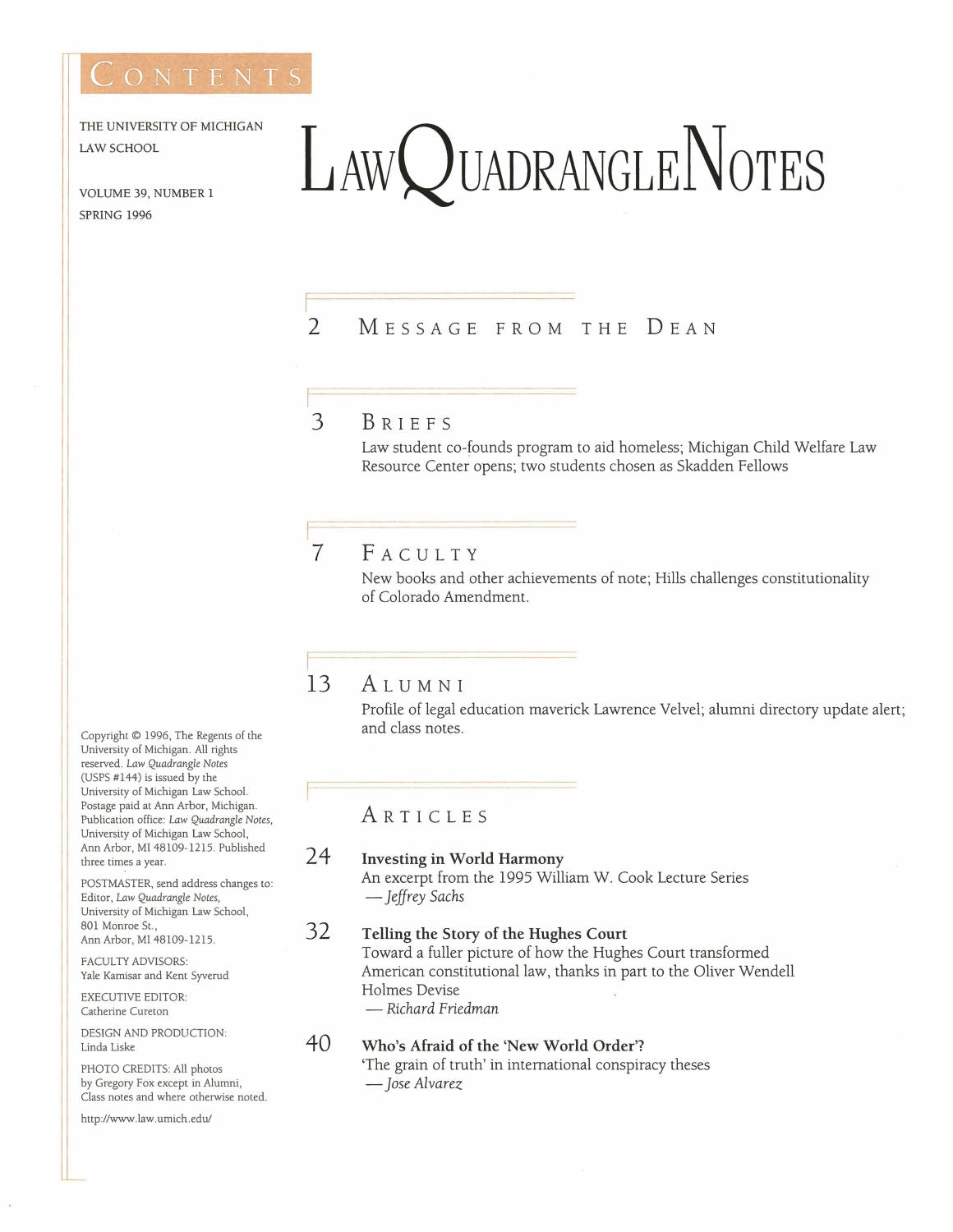# CONTENTS

THE UNIVERSITY OF MICHIGAN
LAW SCHOOL

VOLUME 39, NUMBER 1
SPRING 1996

# LAW QUADRANGLE NOTES

## 2 MESSAGE FROM THE DEAN

## 3 BRIEFS

Law student co-founds program to aid homeless; Michigan Child Welfare Law Resource Center opens; two students chosen as Skadden Fellows

## 7 FACULTY

New books and other achievements of note; Hills challenges constitutionality of Colorado Amendment.

## 13 ALUMNI

Profile of legal education maverick Lawrence Velvel; alumni directory update alert; and class notes.

## ARTICLES

24 **Investing in World Harmony**
An excerpt from the 1995 William W. Cook Lecture Series
— *Jeffrey Sachs*

32 **Telling the Story of the Hughes Court**
Toward a fuller picture of how the Hughes Court transformed American constitutional law, thanks in part to the Oliver Wendell Holmes Devise
— *Richard Friedman*

40 **Who's Afraid of the 'New World Order'?**
'The grain of truth' in international conspiracy theses
— *Jose Alvarez*

Copyright © 1996, The Regents of the University of Michigan. All rights reserved. *Law Quadrangle Notes* (USPS #144) is issued by the University of Michigan Law School. Postage paid at Ann Arbor, Michigan. Publication office: *Law Quadrangle Notes,* University of Michigan Law School, Ann Arbor, MI 48109-1215. Published three times a year.

POSTMASTER, send address changes to: Editor, *Law Quadrangle Notes,* University of Michigan Law School, 801 Monroe St., Ann Arbor, MI 48109-1215.

FACULTY ADVISORS:
Yale Kamisar and Kent Syverud

EXECUTIVE EDITOR:
Catherine Cureton

DESIGN AND PRODUCTION:
Linda Liske

PHOTO CREDITS: All photos by Gregory Fox except in Alumni, Class notes and where otherwise noted.

http://www.law.umich.edu/